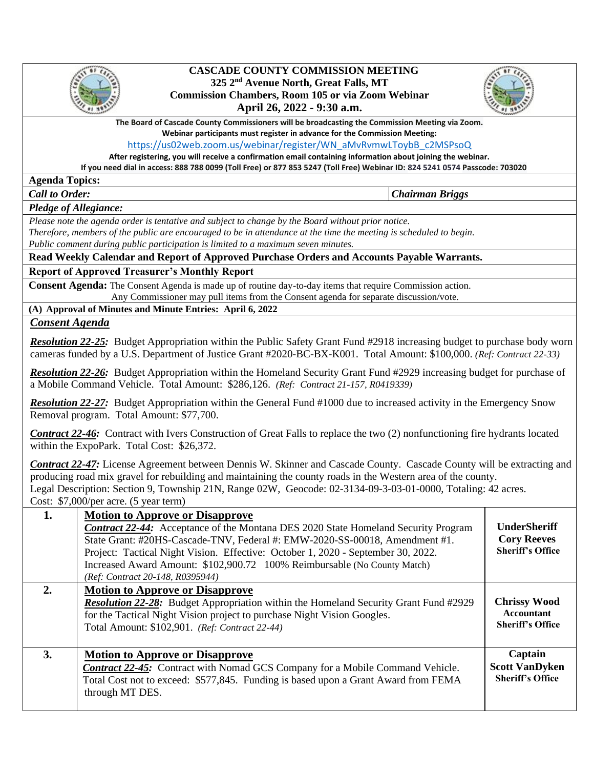# CASCADE COUNTY COMMISSION MEETING

**325 2nd Avenue North, Great Falls, MT**
**Commission Chambers, Room 105 or via Zoom Webinar**
**April 26, 2022 - 9:30 a.m.**

**The Board of Cascade County Commissioners will be broadcasting the Commission Meeting via Zoom.**
**Webinar participants must register in advance for the Commission Meeting:**
https://us02web.zoom.us/webinar/register/WN_aMvRvmwLToybB_c2MSPsoQ
**After registering, you will receive a confirmation email containing information about joining the webinar.**
**If you need dial in access: 888 788 0099 (Toll Free) or 877 853 5247 (Toll Free) Webinar ID: 824 5241 0574 Passcode: 703020**

**Agenda Topics:**

***Call to Order:*** ***Chairman Briggs***

***Pledge of Allegiance:***

*Please note the agenda order is tentative and subject to change by the Board without prior notice.*
*Therefore, members of the public are encouraged to be in attendance at the time the meeting is scheduled to begin.*
*Public comment during public participation is limited to a maximum seven minutes.*

**Read Weekly Calendar and Report of Approved Purchase Orders and Accounts Payable Warrants.**

**Report of Approved Treasurer's Monthly Report**

**Consent Agenda:** The Consent Agenda is made up of routine day-to-day items that require Commission action. Any Commissioner may pull items from the Consent agenda for separate discussion/vote.

**(A) Approval of Minutes and Minute Entries: April 6, 2022**

***Consent Agenda***

***Resolution 22-25:*** Budget Appropriation within the Public Safety Grant Fund #2918 increasing budget to purchase body worn cameras funded by a U.S. Department of Justice Grant #2020-BC-BX-K001. Total Amount: $100,000. *(Ref: Contract 22-33)*

***Resolution 22-26:*** Budget Appropriation within the Homeland Security Grant Fund #2929 increasing budget for purchase of a Mobile Command Vehicle. Total Amount: $286,126. *(Ref: Contract 21-157, R0419339)*

***Resolution 22-27:*** Budget Appropriation within the General Fund #1000 due to increased activity in the Emergency Snow Removal program. Total Amount: $77,700.

***Contract 22-46:*** Contract with Ivers Construction of Great Falls to replace the two (2) nonfunctioning fire hydrants located within the ExpoPark. Total Cost: $26,372.

***Contract 22-47:*** License Agreement between Dennis W. Skinner and Cascade County. Cascade County will be extracting and producing road mix gravel for rebuilding and maintaining the county roads in the Western area of the county.
Legal Description: Section 9, Township 21N, Range 02W, Geocode: 02-3134-09-3-03-01-0000, Totaling: 42 acres.
Cost: $7,000/per acre. (5 year term)

| | | |
|---|---|---|
| **1.** | **Motion to Approve or Disapprove**<br>***Contract 22-44:*** Acceptance of the Montana DES 2020 State Homeland Security Program State Grant: #20HS-Cascade-TNV, Federal #: EMW-2020-SS-00018, Amendment #1. Project: Tactical Night Vision. Effective: October 1, 2020 - September 30, 2022. Increased Award Amount: $102,900.72 100% Reimbursable (No County Match) *(Ref: Contract 20-148, R0395944)* | **UnderSheriff Cory Reeves Sheriff's Office** |
| **2.** | **Motion to Approve or Disapprove**<br>***Resolution 22-28:*** Budget Appropriation within the Homeland Security Grant Fund #2929 for the Tactical Night Vision project to purchase Night Vision Googles. Total Amount: $102,901. *(Ref: Contract 22-44)* | **Chrissy Wood Accountant Sheriff's Office** |
| **3.** | **Motion to Approve or Disapprove**<br>***Contract 22-45:*** Contract with Nomad GCS Company for a Mobile Command Vehicle. Total Cost not to exceed: $577,845. Funding is based upon a Grant Award from FEMA through MT DES. | **Captain Scott VanDyken Sheriff's Office** |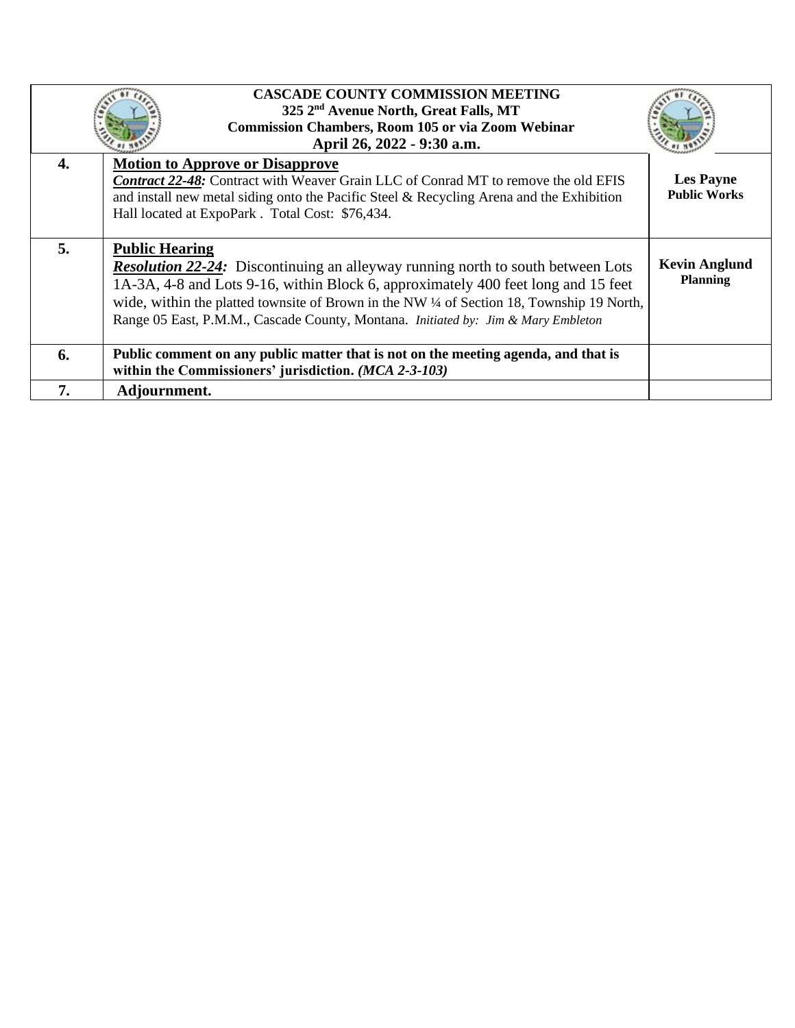**CASCADE COUNTY COMMISSION MEETING**
**325 2nd Avenue North, Great Falls, MT**
**Commission Chambers, Room 105 or via Zoom Webinar**
**April 26, 2022 - 9:30 a.m.**

| | | |
|---|---|---|
| **4.** | **Motion to Approve or Disapprove**<br>***Contract 22-48:*** Contract with Weaver Grain LLC of Conrad MT to remove the old EFIS and install new metal siding onto the Pacific Steel & Recycling Arena and the Exhibition Hall located at ExpoPark . Total Cost: \$76,434. | **Les Payne**<br>**Public Works** |
| **5.** | **Public Hearing**<br>***Resolution 22-24:*** Discontinuing an alleyway running north to south between Lots 1A-3A, 4-8 and Lots 9-16, within Block 6, approximately 400 feet long and 15 feet wide, within the platted townsite of Brown in the NW ¼ of Section 18, Township 19 North, Range 05 East, P.M.M., Cascade County, Montana. *Initiated by: Jim & Mary Embleton* | **Kevin Anglund**<br>**Planning** |
| **6.** | **Public comment on any public matter that is not on the meeting agenda, and that is within the Commissioners' jurisdiction. *(MCA 2-3-103)*** | |
| **7.** | **Adjournment.** | |